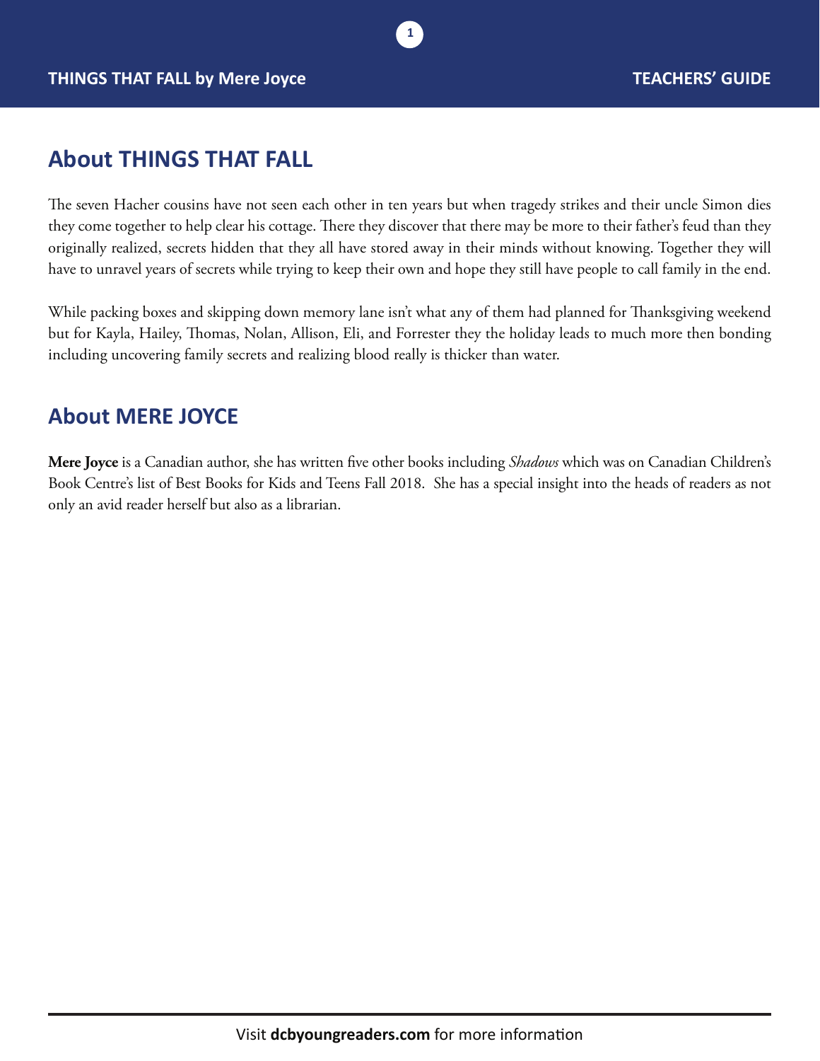## About THINGS THAT FALL

The seven Hacher cousins have not seen each other in ten years but when tragedy strikes and their uncle Simon dies they come together to help clear his cottage. There they discover that there may be more to their father's feud than they originally realized, secrets hidden that they all have stored away in their minds without knowing. Together they will have to unravel years of secrets while trying to keep their own and hope they still have people to call family in the end.

While packing boxes and skipping down memory lane isn't what any of them had planned for Thanksgiving weekend but for Kayla, Hailey, Thomas, Nolan, Allison, Eli, and Forrester they the holiday leads to much more then bonding including uncovering family secrets and realizing blood really is thicker than water.

## About MERE JOYCE

**Mere Joyce** is a Canadian author, she has written five other books including *Shadows* which was on Canadian Children's Book Centre's list of Best Books for Kids and Teens Fall 2018. She has a special insight into the heads of readers as not only an avid reader herself but also as a librarian.

Visit **dcbyoungreaders.com** for more information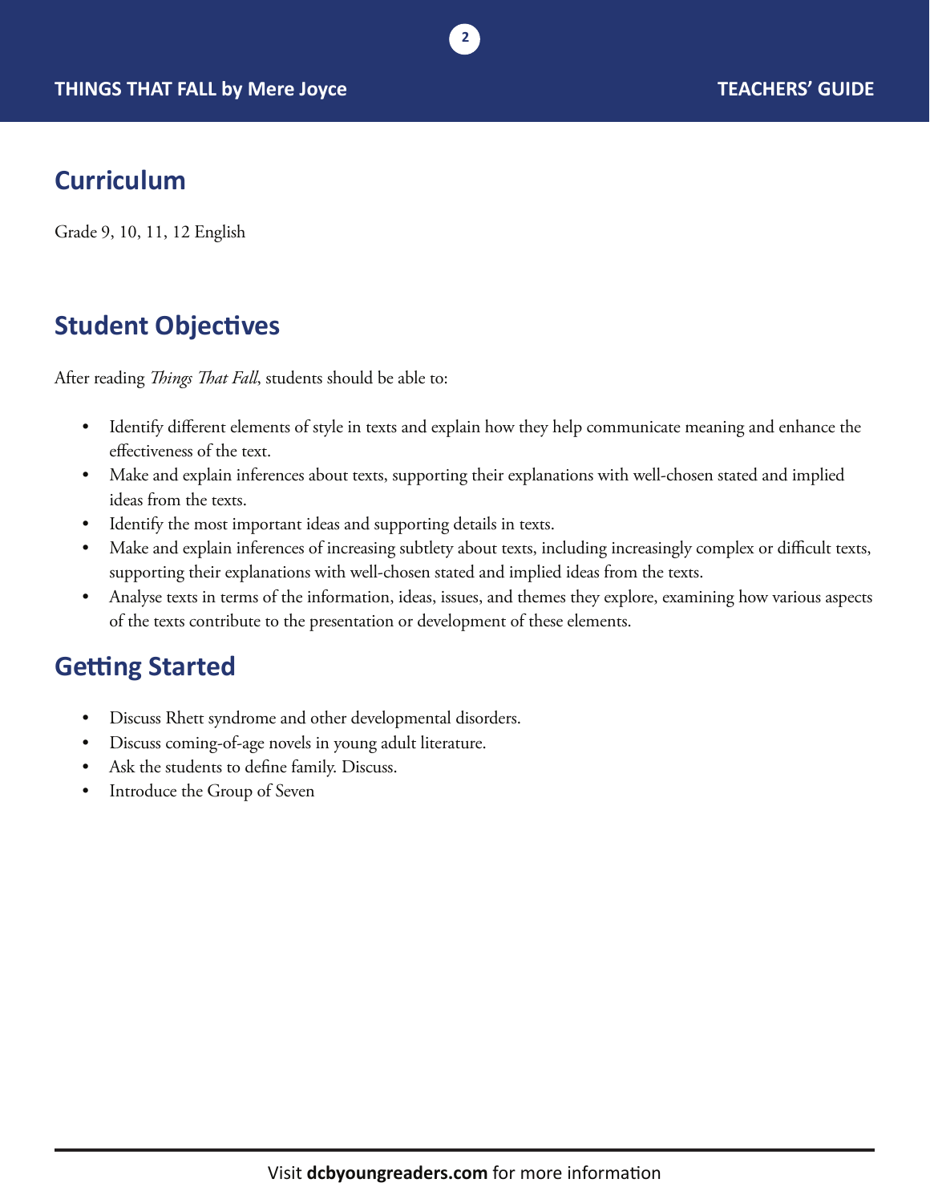## Curriculum

Grade 9, 10, 11, 12 English

## Student Objectives

After reading *Things That Fall*, students should be able to:

- Identify different elements of style in texts and explain how they help communicate meaning and enhance the effectiveness of the text.
- Make and explain inferences about texts, supporting their explanations with well-chosen stated and implied ideas from the texts.
- Identify the most important ideas and supporting details in texts.
- Make and explain inferences of increasing subtlety about texts, including increasingly complex or difficult texts, supporting their explanations with well-chosen stated and implied ideas from the texts.
- Analyse texts in terms of the information, ideas, issues, and themes they explore, examining how various aspects of the texts contribute to the presentation or development of these elements.

## Getting Started

- Discuss Rhett syndrome and other developmental disorders.
- Discuss coming-of-age novels in young adult literature.
- Ask the students to define family. Discuss.
- Introduce the Group of Seven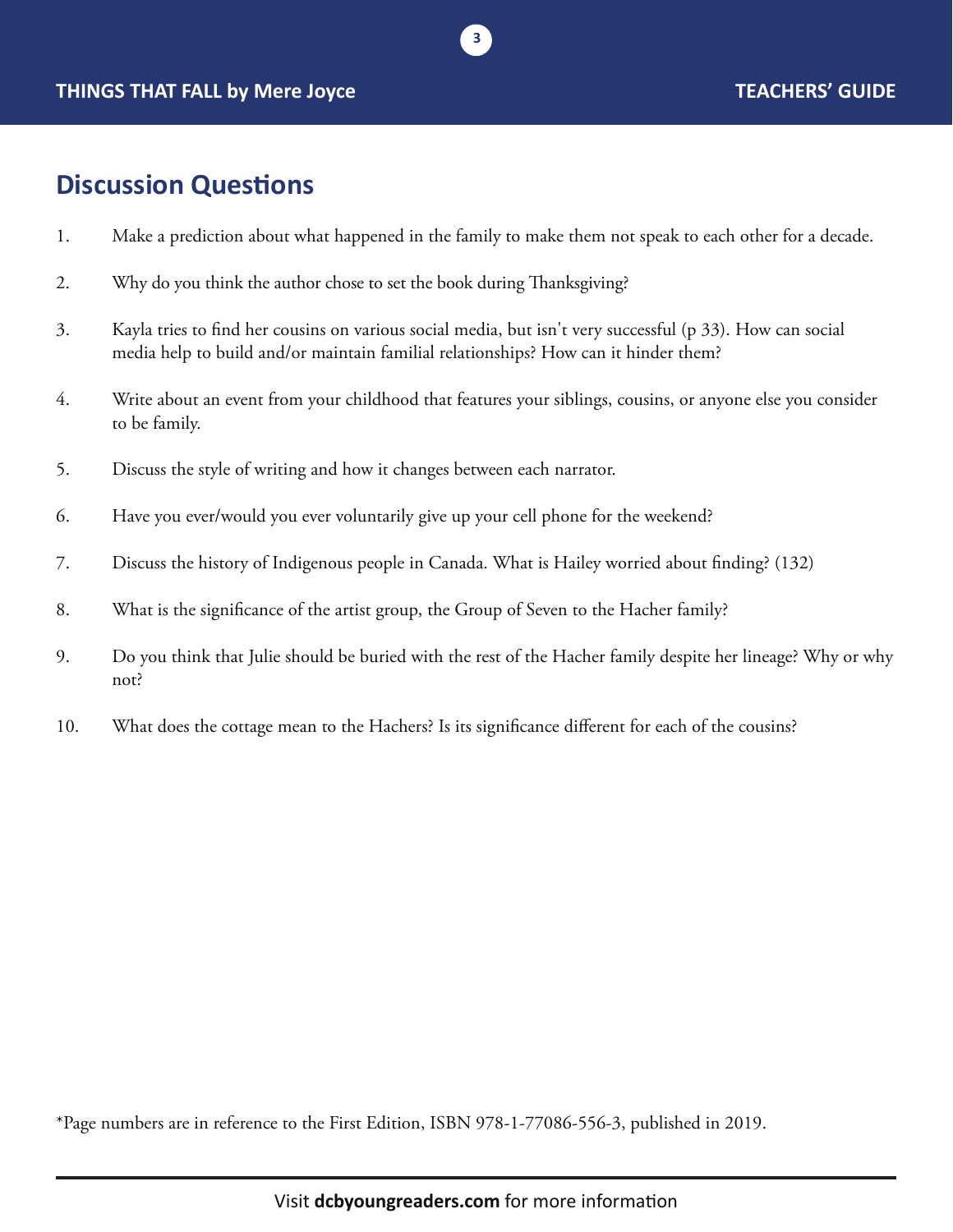## Discussion Questions

1. Make a prediction about what happened in the family to make them not speak to each other for a decade.
2. Why do you think the author chose to set the book during Thanksgiving?
3. Kayla tries to find her cousins on various social media, but isn't very successful (p 33). How can social media help to build and/or maintain familial relationships? How can it hinder them?
4. Write about an event from your childhood that features your siblings, cousins, or anyone else you consider to be family.
5. Discuss the style of writing and how it changes between each narrator.
6. Have you ever/would you ever voluntarily give up your cell phone for the weekend?
7. Discuss the history of Indigenous people in Canada. What is Hailey worried about finding? (132)
8. What is the significance of the artist group, the Group of Seven to the Hacher family?
9. Do you think that Julie should be buried with the rest of the Hacher family despite her lineage? Why or why not?
10. What does the cottage mean to the Hachers? Is its significance different for each of the cousins?

*Page numbers are in reference to the First Edition, ISBN 978-1-77086-556-3, published in 2019.